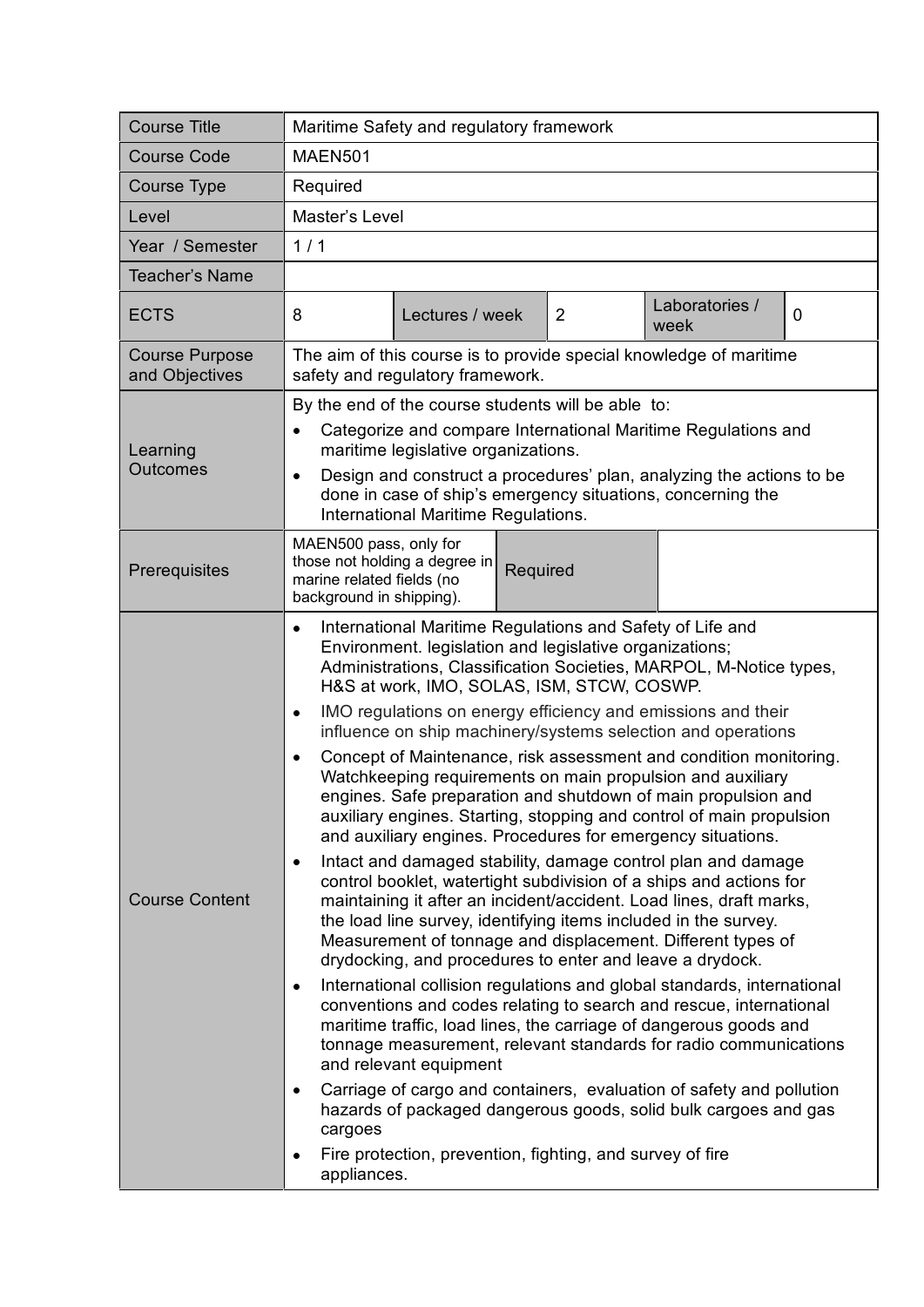| Course Title | Maritime Safety and regulatory framework | | | | |
|---|---|---|---|---|---|
| Course Code | MAEN501 | | | | |
| Course Type | Required | | | | |
| Level | Master's Level | | | | |
| Year / Semester | 1 / 1 | | | | |
| Teacher's Name | | | | | |
| ECTS | 8 | Lectures / week | 2 | Laboratories / week | 0 |
| Course Purpose and Objectives | The aim of this course is to provide special knowledge of maritime safety and regulatory framework. | | | | |
| Learning Outcomes | By the end of the course students will be able to:<br>• Categorize and compare International Maritime Regulations and maritime legislative organizations.<br>• Design and construct a procedures' plan, analyzing the actions to be done in case of ship's emergency situations, concerning the International Maritime Regulations. | | | | |
| Prerequisites | MAEN500 pass, only for those not holding a degree in marine related fields (no background in shipping). | Required | | | |
| Course Content | • International Maritime Regulations and Safety of Life and Environment. legislation and legislative organizations; Administrations, Classification Societies, MARPOL, M-Notice types, H&S at work, IMO, SOLAS, ISM, STCW, COSWP.<br>• IMO regulations on energy efficiency and emissions and their influence on ship machinery/systems selection and operations<br>• Concept of Maintenance, risk assessment and condition monitoring. Watchkeeping requirements on main propulsion and auxiliary engines. Safe preparation and shutdown of main propulsion and auxiliary engines. Starting, stopping and control of main propulsion and auxiliary engines. Procedures for emergency situations.<br>• Intact and damaged stability, damage control plan and damage control booklet, watertight subdivision of a ships and actions for maintaining it after an incident/accident. Load lines, draft marks, the load line survey, identifying items included in the survey. Measurement of tonnage and displacement. Different types of drydocking, and procedures to enter and leave a drydock.<br>• International collision regulations and global standards, international conventions and codes relating to search and rescue, international maritime traffic, load lines, the carriage of dangerous goods and tonnage measurement, relevant standards for radio communications and relevant equipment<br>• Carriage of cargo and containers, evaluation of safety and pollution hazards of packaged dangerous goods, solid bulk cargoes and gas cargoes<br>• Fire protection, prevention, fighting, and survey of fire appliances. | | | | |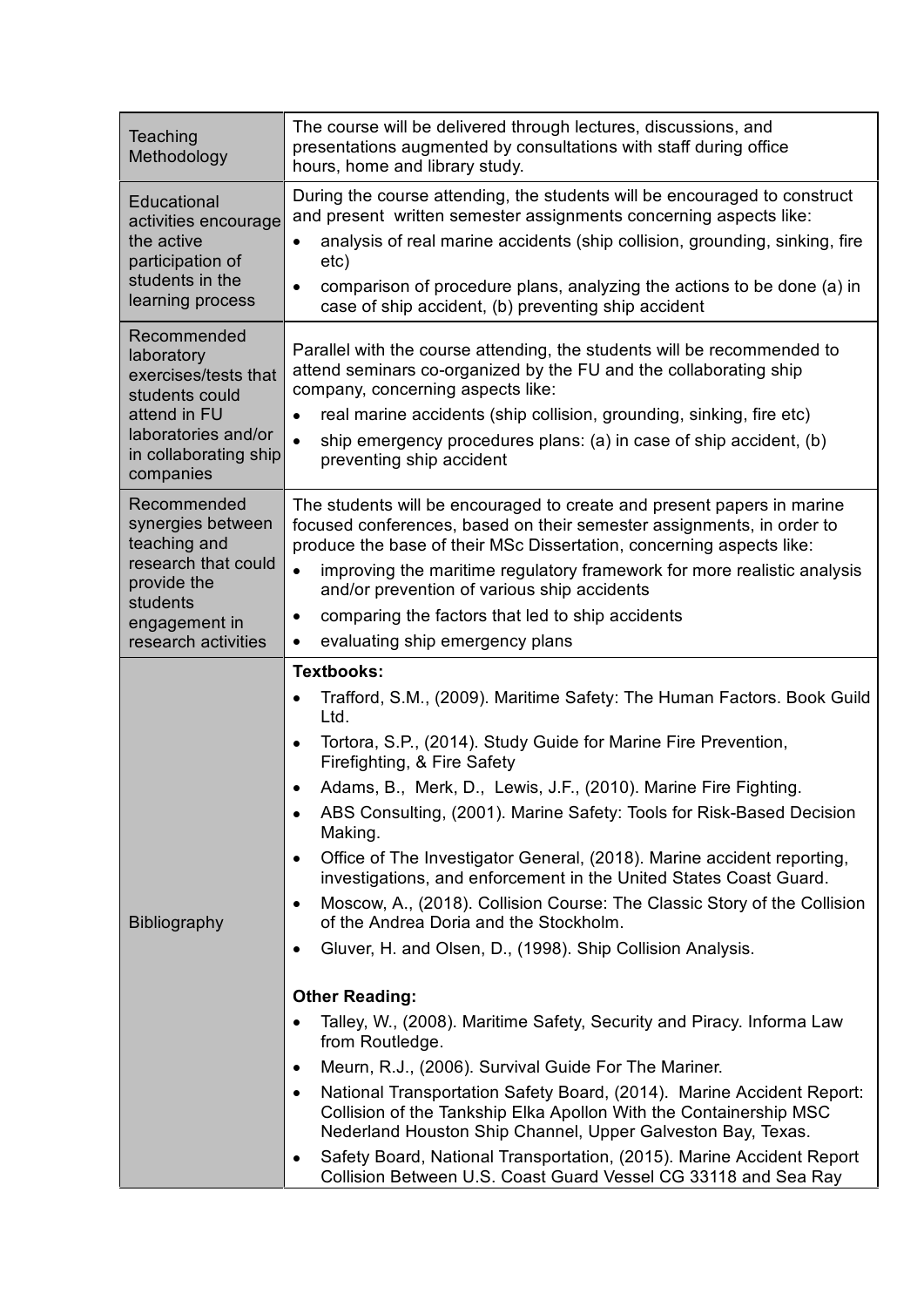| | |
|---|---|
| Teaching Methodology | The course will be delivered through lectures, discussions, and presentations augmented by consultations with staff during office hours, home and library study. |
| Educational activities encourage the active participation of students in the learning process | During the course attending, the students will be encouraged to construct and present written semester assignments concerning aspects like:<br>• analysis of real marine accidents (ship collision, grounding, sinking, fire etc)<br>• comparison of procedure plans, analyzing the actions to be done (a) in case of ship accident, (b) preventing ship accident |
| Recommended laboratory exercises/tests that students could attend in FU laboratories and/or in collaborating ship companies | Parallel with the course attending, the students will be recommended to attend seminars co-organized by the FU and the collaborating ship company, concerning aspects like:<br>• real marine accidents (ship collision, grounding, sinking, fire etc)<br>• ship emergency procedures plans: (a) in case of ship accident, (b) preventing ship accident |
| Recommended synergies between teaching and research that could provide the students engagement in research activities | The students will be encouraged to create and present papers in marine focused conferences, based on their semester assignments, in order to produce the base of their MSc Dissertation, concerning aspects like:<br>• improving the maritime regulatory framework for more realistic analysis and/or prevention of various ship accidents<br>• comparing the factors that led to ship accidents<br>• evaluating ship emergency plans |
| Bibliography | **Textbooks:**<br>• Trafford, S.M., (2009). Maritime Safety: The Human Factors. Book Guild Ltd.<br>• Tortora, S.P., (2014). Study Guide for Marine Fire Prevention, Firefighting, & Fire Safety<br>• Adams, B., Merk, D., Lewis, J.F., (2010). Marine Fire Fighting.<br>• ABS Consulting, (2001). Marine Safety: Tools for Risk-Based Decision Making.<br>• Office of The Investigator General, (2018). Marine accident reporting, investigations, and enforcement in the United States Coast Guard.<br>• Moscow, A., (2018). Collision Course: The Classic Story of the Collision of the Andrea Doria and the Stockholm.<br>• Gluver, H. and Olsen, D., (1998). Ship Collision Analysis.<br><br>**Other Reading:**<br>• Talley, W., (2008). Maritime Safety, Security and Piracy. Informa Law from Routledge.<br>• Meurn, R.J., (2006). Survival Guide For The Mariner.<br>• National Transportation Safety Board, (2014). Marine Accident Report: Collision of the Tankship Elka Apollon With the Containership MSC Nederland Houston Ship Channel, Upper Galveston Bay, Texas.<br>• Safety Board, National Transportation, (2015). Marine Accident Report Collision Between U.S. Coast Guard Vessel CG 33118 and Sea Ray |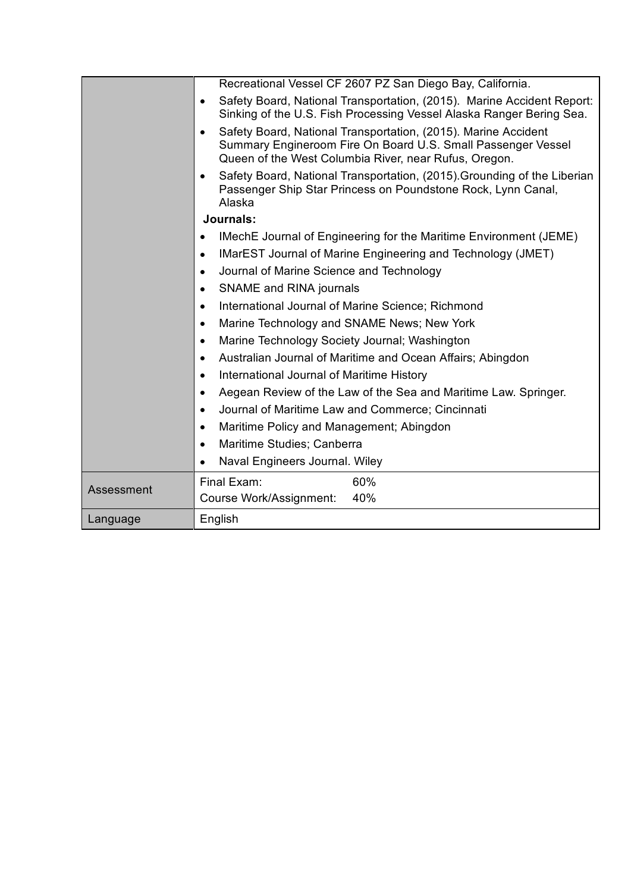| | |
|---|---|
| | Recreational Vessel CF 2607 PZ San Diego Bay, California.<br>• Safety Board, National Transportation, (2015). Marine Accident Report: Sinking of the U.S. Fish Processing Vessel Alaska Ranger Bering Sea.<br>• Safety Board, National Transportation, (2015). Marine Accident Summary Engineroom Fire On Board U.S. Small Passenger Vessel Queen of the West Columbia River, near Rufus, Oregon.<br>• Safety Board, National Transportation, (2015).Grounding of the Liberian Passenger Ship Star Princess on Poundstone Rock, Lynn Canal, Alaska<br>**Journals:**<br>• IMechE Journal of Engineering for the Maritime Environment (JEME)<br>• IMarEST Journal of Marine Engineering and Technology (JMET)<br>• Journal of Marine Science and Technology<br>• SNAME and RINA journals<br>• International Journal of Marine Science; Richmond<br>• Marine Technology and SNAME News; New York<br>• Marine Technology Society Journal; Washington<br>• Australian Journal of Maritime and Ocean Affairs; Abingdon<br>• International Journal of Maritime History<br>• Aegean Review of the Law of the Sea and Maritime Law. Springer.<br>• Journal of Maritime Law and Commerce; Cincinnati<br>• Maritime Policy and Management; Abingdon<br>• Maritime Studies; Canberra<br>• Naval Engineers Journal. Wiley |
| Assessment | Final Exam: 60%<br>Course Work/Assignment: 40% |
| Language | English |